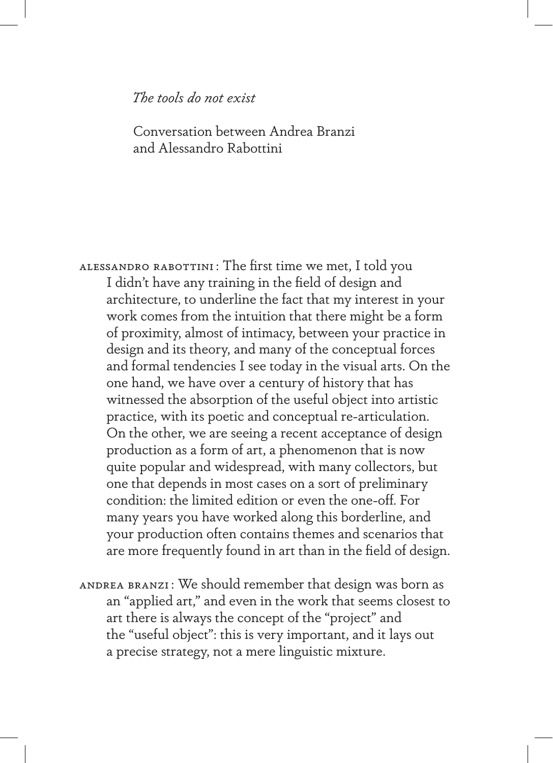# *The tools do not exist*

Conversation between Andrea Branzi and Alessandro Rabottini

ALESSANDRO RABOTTINI: The first time we met, I told you I didn't have any training in the field of design and architecture, to underline the fact that my interest in your work comes from the intuition that there might be a form of proximity, almost of intimacy, between your practice in design and its theory, and many of the conceptual forces and formal tendencies I see today in the visual arts. On the one hand, we have over a century of history that has witnessed the absorption of the useful object into artistic practice, with its poetic and conceptual re-articulation. On the other, we are seeing a recent acceptance of design production as a form of art, a phenomenon that is now quite popular and widespread, with many collectors, but one that depends in most cases on a sort of preliminary condition: the limited edition or even the one-off. For many years you have worked along this borderline, and your production often contains themes and scenarios that are more frequently found in art than in the field of design.

ANDREA BRANZI: We should remember that design was born as an "applied art," and even in the work that seems closest to art there is always the concept of the "project" and the "useful object": this is very important, and it lays out a precise strategy, not a mere linguistic mixture.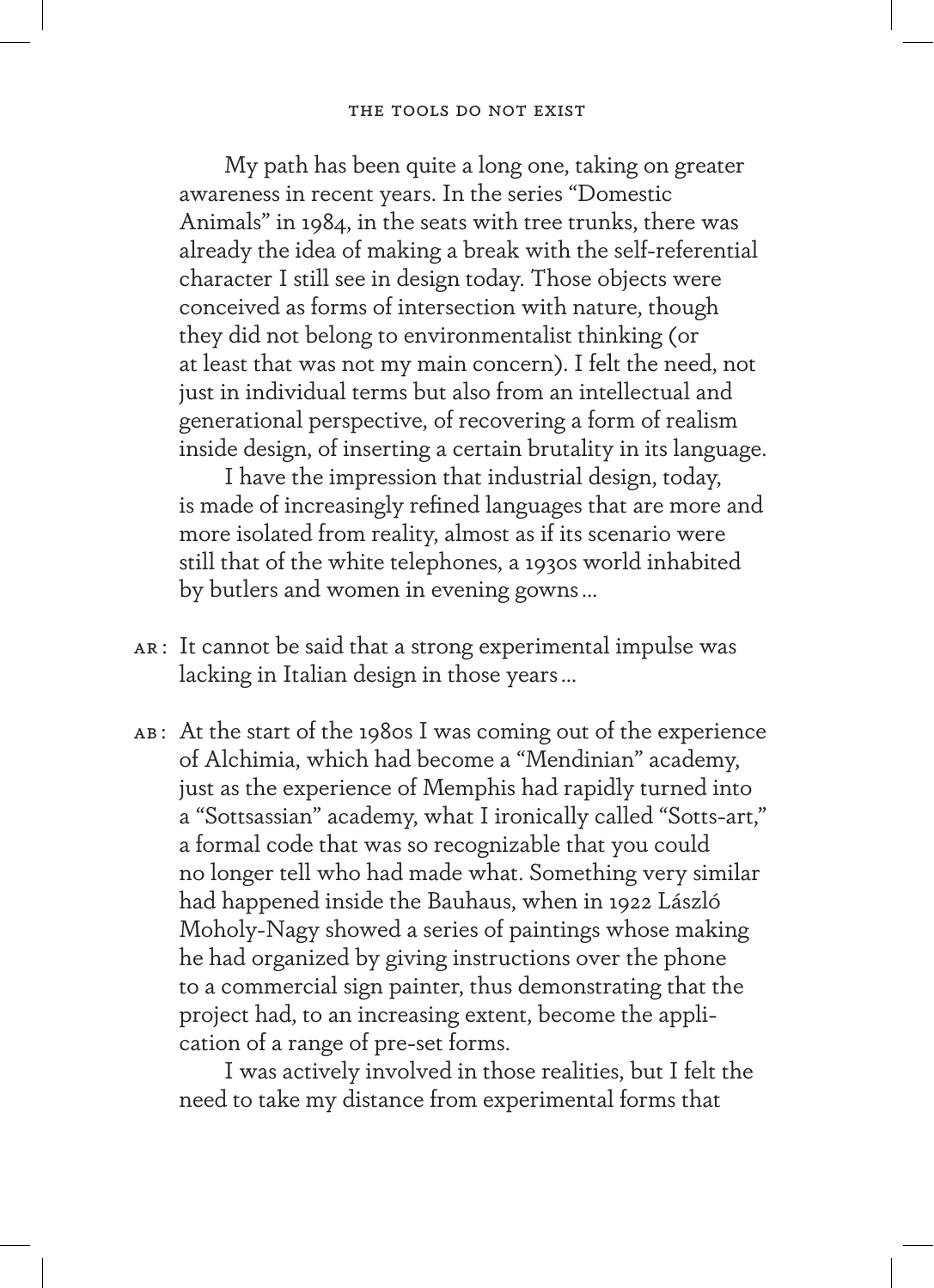My path has been quite a long one, taking on greater awareness in recent years. In the series "Domestic Animals" in 1984, in the seats with tree trunks, there was already the idea of making a break with the self-referential character I still see in design today. Those objects were conceived as forms of intersection with nature, though they did not belong to environmentalist thinking (or at least that was not my main concern). I felt the need, not just in individual terms but also from an intellectual and generational perspective, of recovering a form of realism inside design, of inserting a certain brutality in its language.

I have the impression that industrial design, today, is made of increasingly refined languages that are more and more isolated from reality, almost as if its scenario were still that of the white telephones, a 1930s world inhabited by butlers and women in evening gowns…

AR: It cannot be said that a strong experimental impulse was lacking in Italian design in those years…

AB: At the start of the 1980s I was coming out of the experience of Alchimia, which had become a "Mendinian" academy, just as the experience of Memphis had rapidly turned into a "Sottsassian" academy, what I ironically called "Sotts-art," a formal code that was so recognizable that you could no longer tell who had made what. Something very similar had happened inside the Bauhaus, when in 1922 László Moholy-Nagy showed a series of paintings whose making he had organized by giving instructions over the phone to a commercial sign painter, thus demonstrating that the project had, to an increasing extent, become the application of a range of pre-set forms.

I was actively involved in those realities, but I felt the need to take my distance from experimental forms that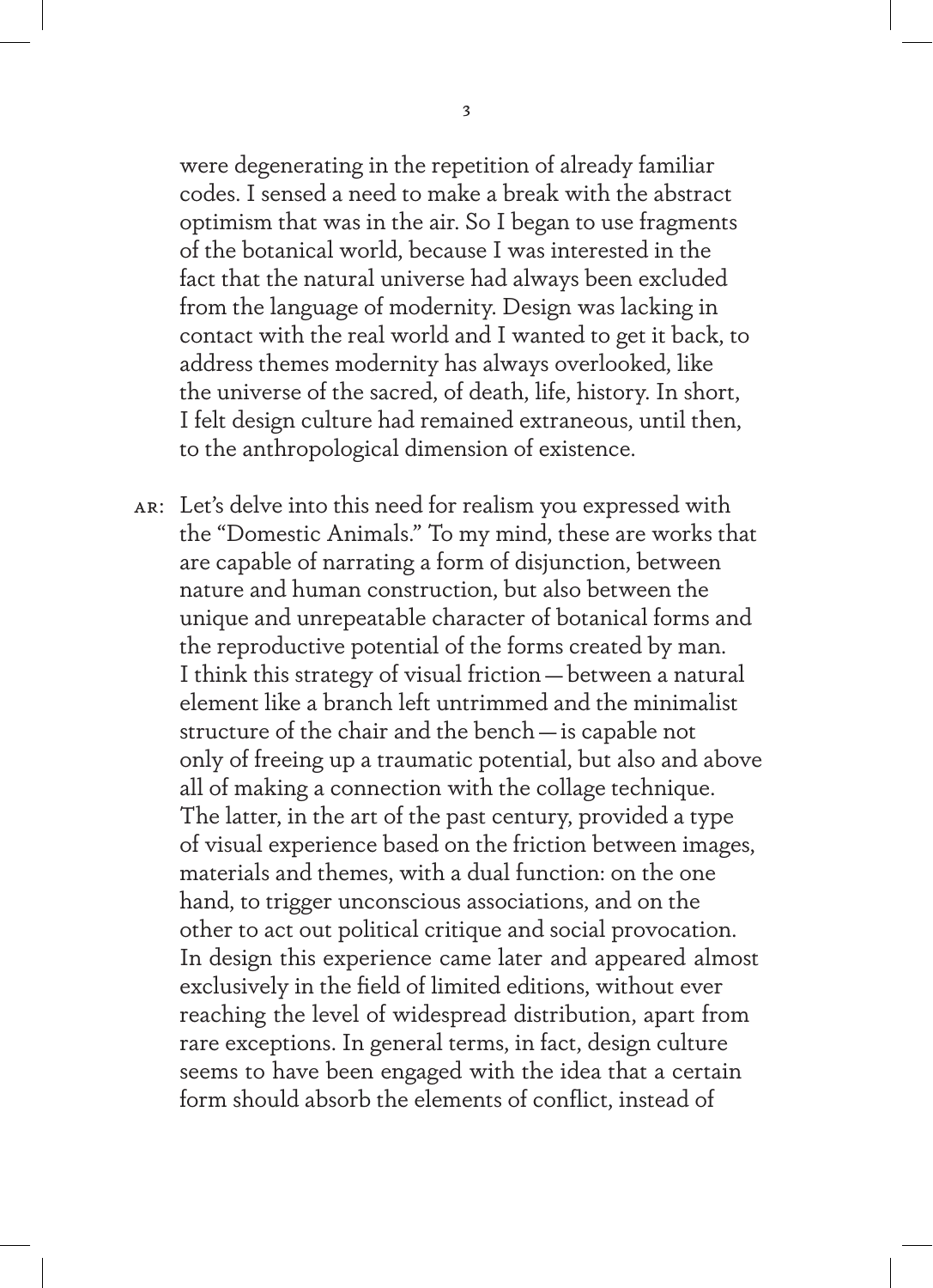were degenerating in the repetition of already familiar codes. I sensed a need to make a break with the abstract optimism that was in the air. So I began to use fragments of the botanical world, because I was interested in the fact that the natural universe had always been excluded from the language of modernity. Design was lacking in contact with the real world and I wanted to get it back, to address themes modernity has always overlooked, like the universe of the sacred, of death, life, history. In short, I felt design culture had remained extraneous, until then, to the anthropological dimension of existence.

AR: Let's delve into this need for realism you expressed with the "Domestic Animals." To my mind, these are works that are capable of narrating a form of disjunction, between nature and human construction, but also between the unique and unrepeatable character of botanical forms and the reproductive potential of the forms created by man. I think this strategy of visual friction — between a natural element like a branch left untrimmed and the minimalist structure of the chair and the bench — is capable not only of freeing up a traumatic potential, but also and above all of making a connection with the collage technique. The latter, in the art of the past century, provided a type of visual experience based on the friction between images, materials and themes, with a dual function: on the one hand, to trigger unconscious associations, and on the other to act out political critique and social provocation. In design this experience came later and appeared almost exclusively in the field of limited editions, without ever reaching the level of widespread distribution, apart from rare exceptions. In general terms, in fact, design culture seems to have been engaged with the idea that a certain form should absorb the elements of conflict, instead of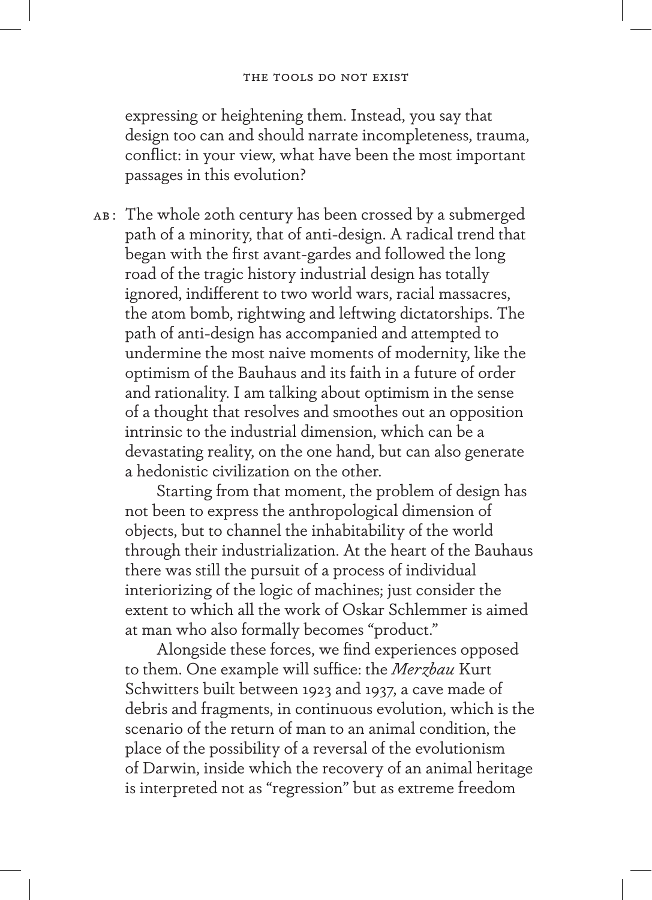expressing or heightening them. Instead, you say that design too can and should narrate incompleteness, trauma, conflict: in your view, what have been the most important passages in this evolution?

AB: The whole 20th century has been crossed by a submerged path of a minority, that of anti-design. A radical trend that began with the first avant-gardes and followed the long road of the tragic history industrial design has totally ignored, indifferent to two world wars, racial massacres, the atom bomb, rightwing and leftwing dictatorships. The path of anti-design has accompanied and attempted to undermine the most naive moments of modernity, like the optimism of the Bauhaus and its faith in a future of order and rationality. I am talking about optimism in the sense of a thought that resolves and smoothes out an opposition intrinsic to the industrial dimension, which can be a devastating reality, on the one hand, but can also generate a hedonistic civilization on the other.

Starting from that moment, the problem of design has not been to express the anthropological dimension of objects, but to channel the inhabitability of the world through their industrialization. At the heart of the Bauhaus there was still the pursuit of a process of individual interiorizing of the logic of machines; just consider the extent to which all the work of Oskar Schlemmer is aimed at man who also formally becomes "product."

Alongside these forces, we find experiences opposed to them. One example will suffice: the *Merzbau* Kurt Schwitters built between 1923 and 1937, a cave made of debris and fragments, in continuous evolution, which is the scenario of the return of man to an animal condition, the place of the possibility of a reversal of the evolutionism of Darwin, inside which the recovery of an animal heritage is interpreted not as "regression" but as extreme freedom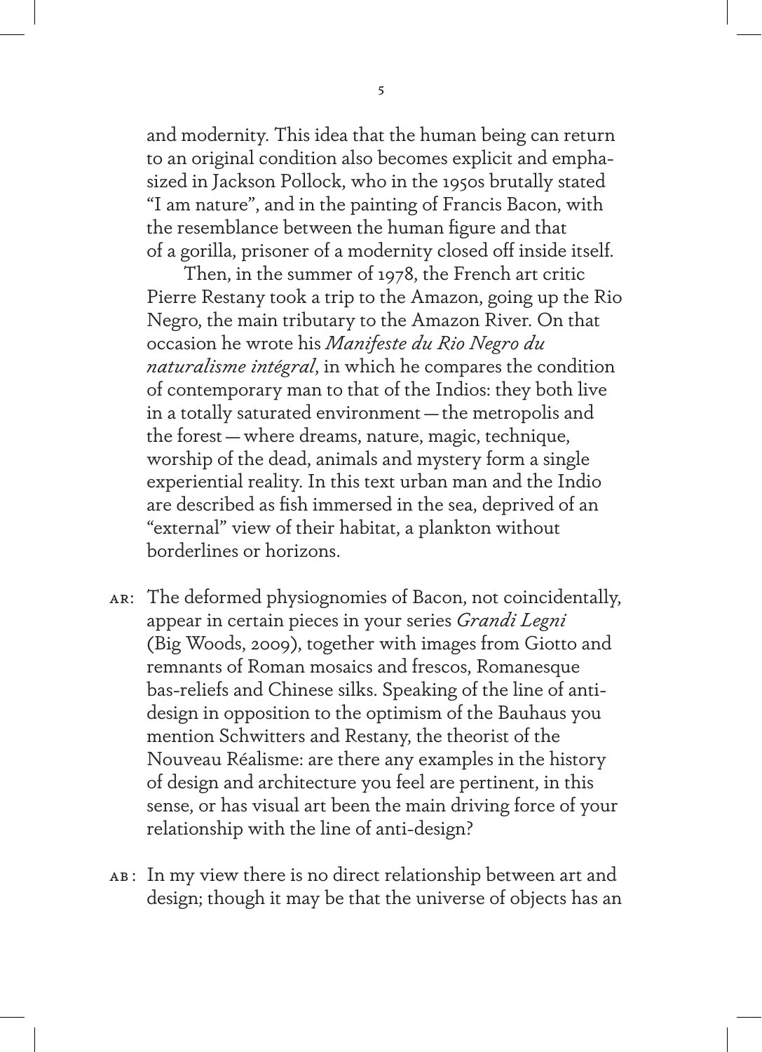and modernity. This idea that the human being can return to an original condition also becomes explicit and emphasized in Jackson Pollock, who in the 1950s brutally stated "I am nature", and in the painting of Francis Bacon, with the resemblance between the human figure and that of a gorilla, prisoner of a modernity closed off inside itself.

Then, in the summer of 1978, the French art critic Pierre Restany took a trip to the Amazon, going up the Rio Negro, the main tributary to the Amazon River. On that occasion he wrote his *Manifeste du Rio Negro du naturalisme intégral*, in which he compares the condition of contemporary man to that of the Indios: they both live in a totally saturated environment — the metropolis and the forest — where dreams, nature, magic, technique, worship of the dead, animals and mystery form a single experiential reality. In this text urban man and the Indio are described as fish immersed in the sea, deprived of an "external" view of their habitat, a plankton without borderlines or horizons.

AR: The deformed physiognomies of Bacon, not coincidentally, appear in certain pieces in your series *Grandi Legni* (Big Woods, 2009), together with images from Giotto and remnants of Roman mosaics and frescos, Romanesque bas-reliefs and Chinese silks. Speaking of the line of anti-design in opposition to the optimism of the Bauhaus you mention Schwitters and Restany, the theorist of the Nouveau Réalisme: are there any examples in the history of design and architecture you feel are pertinent, in this sense, or has visual art been the main driving force of your relationship with the line of anti-design?

AB: In my view there is no direct relationship between art and design; though it may be that the universe of objects has an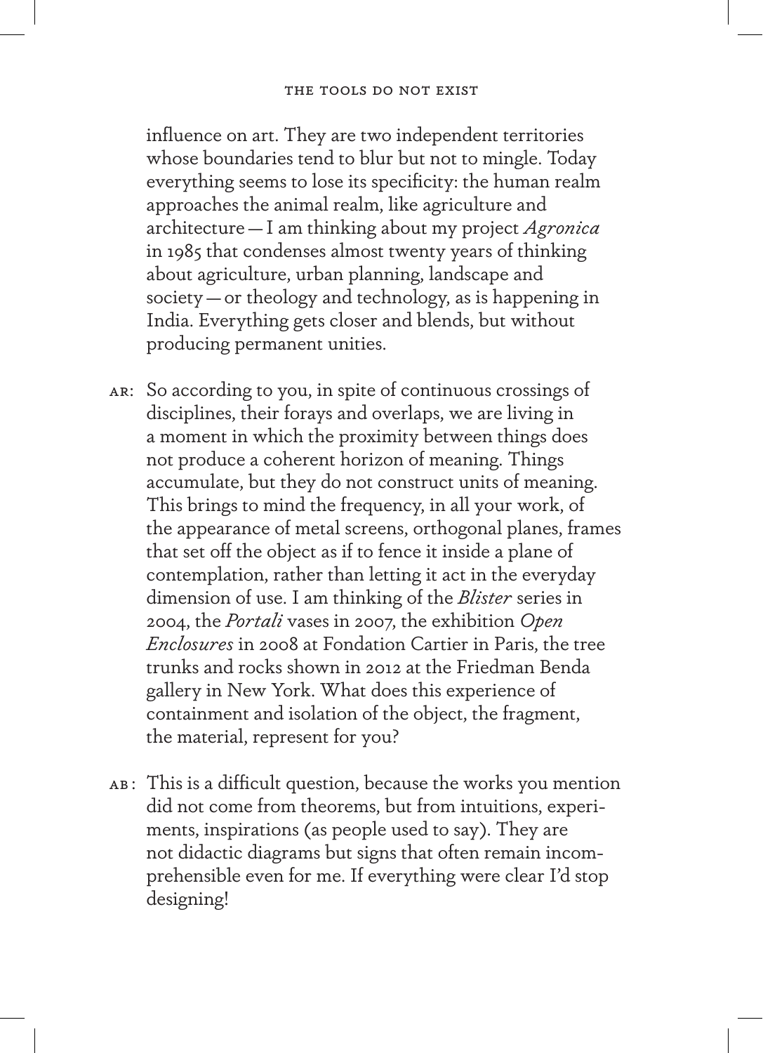influence on art. They are two independent territories whose boundaries tend to blur but not to mingle. Today everything seems to lose its specificity: the human realm approaches the animal realm, like agriculture and architecture — I am thinking about my project *Agronica* in 1985 that condenses almost twenty years of thinking about agriculture, urban planning, landscape and society — or theology and technology, as is happening in India. Everything gets closer and blends, but without producing permanent unities.

AR: So according to you, in spite of continuous crossings of disciplines, their forays and overlaps, we are living in a moment in which the proximity between things does not produce a coherent horizon of meaning. Things accumulate, but they do not construct units of meaning. This brings to mind the frequency, in all your work, of the appearance of metal screens, orthogonal planes, frames that set off the object as if to fence it inside a plane of contemplation, rather than letting it act in the everyday dimension of use. I am thinking of the *Blister* series in 2004, the *Portali* vases in 2007, the exhibition *Open Enclosures* in 2008 at Fondation Cartier in Paris, the tree trunks and rocks shown in 2012 at the Friedman Benda gallery in New York. What does this experience of containment and isolation of the object, the fragment, the material, represent for you?

AB: This is a difficult question, because the works you mention did not come from theorems, but from intuitions, experiments, inspirations (as people used to say). They are not didactic diagrams but signs that often remain incomprehensible even for me. If everything were clear I'd stop designing!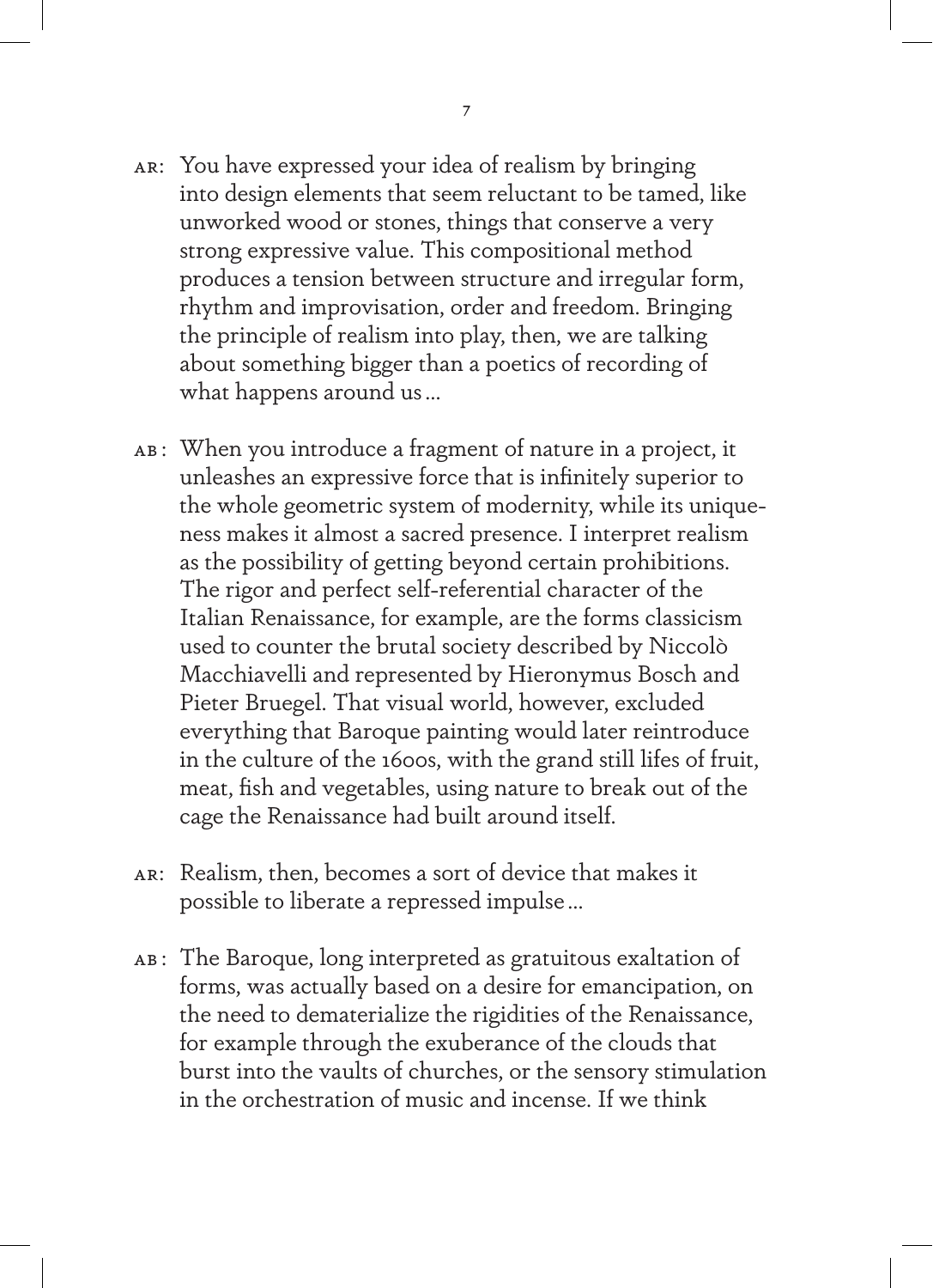AR: You have expressed your idea of realism by bringing into design elements that seem reluctant to be tamed, like unworked wood or stones, things that conserve a very strong expressive value. This compositional method produces a tension between structure and irregular form, rhythm and improvisation, order and freedom. Bringing the principle of realism into play, then, we are talking about something bigger than a poetics of recording of what happens around us …

AB: When you introduce a fragment of nature in a project, it unleashes an expressive force that is infinitely superior to the whole geometric system of modernity, while its uniqueness makes it almost a sacred presence. I interpret realism as the possibility of getting beyond certain prohibitions. The rigor and perfect self-referential character of the Italian Renaissance, for example, are the forms classicism used to counter the brutal society described by Niccolò Macchiavelli and represented by Hieronymus Bosch and Pieter Bruegel. That visual world, however, excluded everything that Baroque painting would later reintroduce in the culture of the 1600s, with the grand still lifes of fruit, meat, fish and vegetables, using nature to break out of the cage the Renaissance had built around itself.

AR: Realism, then, becomes a sort of device that makes it possible to liberate a repressed impulse …

AB: The Baroque, long interpreted as gratuitous exaltation of forms, was actually based on a desire for emancipation, on the need to dematerialize the rigidities of the Renaissance, for example through the exuberance of the clouds that burst into the vaults of churches, or the sensory stimulation in the orchestration of music and incense. If we think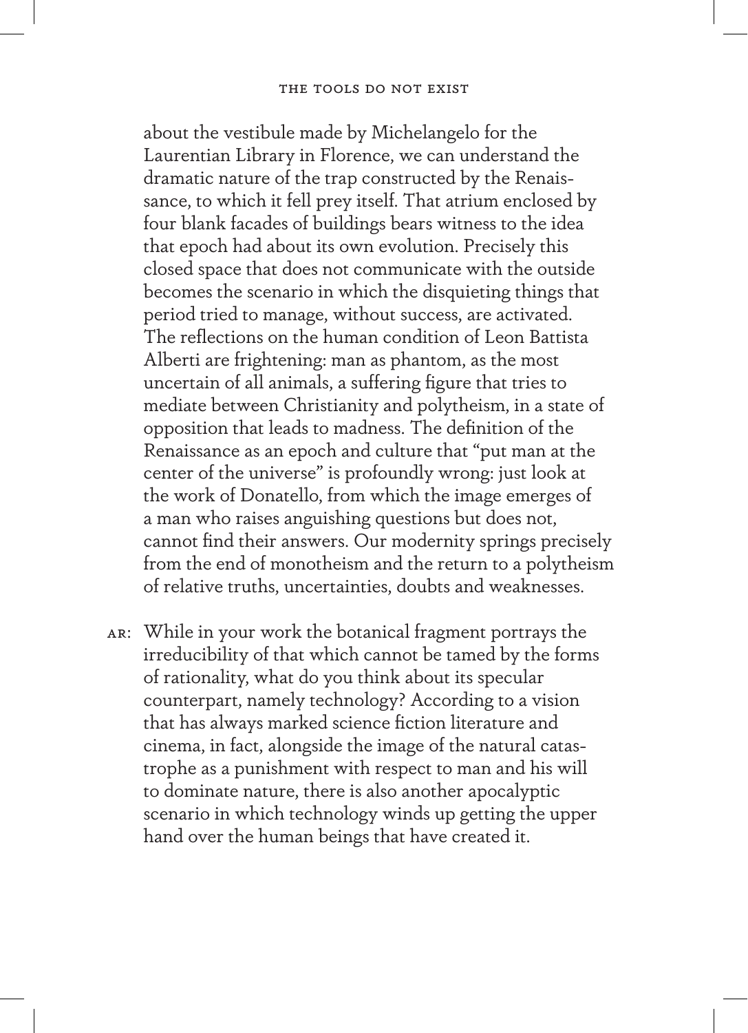about the vestibule made by Michelangelo for the Laurentian Library in Florence, we can understand the dramatic nature of the trap constructed by the Renaissance, to which it fell prey itself. That atrium enclosed by four blank facades of buildings bears witness to the idea that epoch had about its own evolution. Precisely this closed space that does not communicate with the outside becomes the scenario in which the disquieting things that period tried to manage, without success, are activated. The reflections on the human condition of Leon Battista Alberti are frightening: man as phantom, as the most uncertain of all animals, a suffering figure that tries to mediate between Christianity and polytheism, in a state of opposition that leads to madness. The definition of the Renaissance as an epoch and culture that "put man at the center of the universe" is profoundly wrong: just look at the work of Donatello, from which the image emerges of a man who raises anguishing questions but does not, cannot find their answers. Our modernity springs precisely from the end of monotheism and the return to a polytheism of relative truths, uncertainties, doubts and weaknesses.

AR: While in your work the botanical fragment portrays the irreducibility of that which cannot be tamed by the forms of rationality, what do you think about its specular counterpart, namely technology? According to a vision that has always marked science fiction literature and cinema, in fact, alongside the image of the natural catastrophe as a punishment with respect to man and his will to dominate nature, there is also another apocalyptic scenario in which technology winds up getting the upper hand over the human beings that have created it.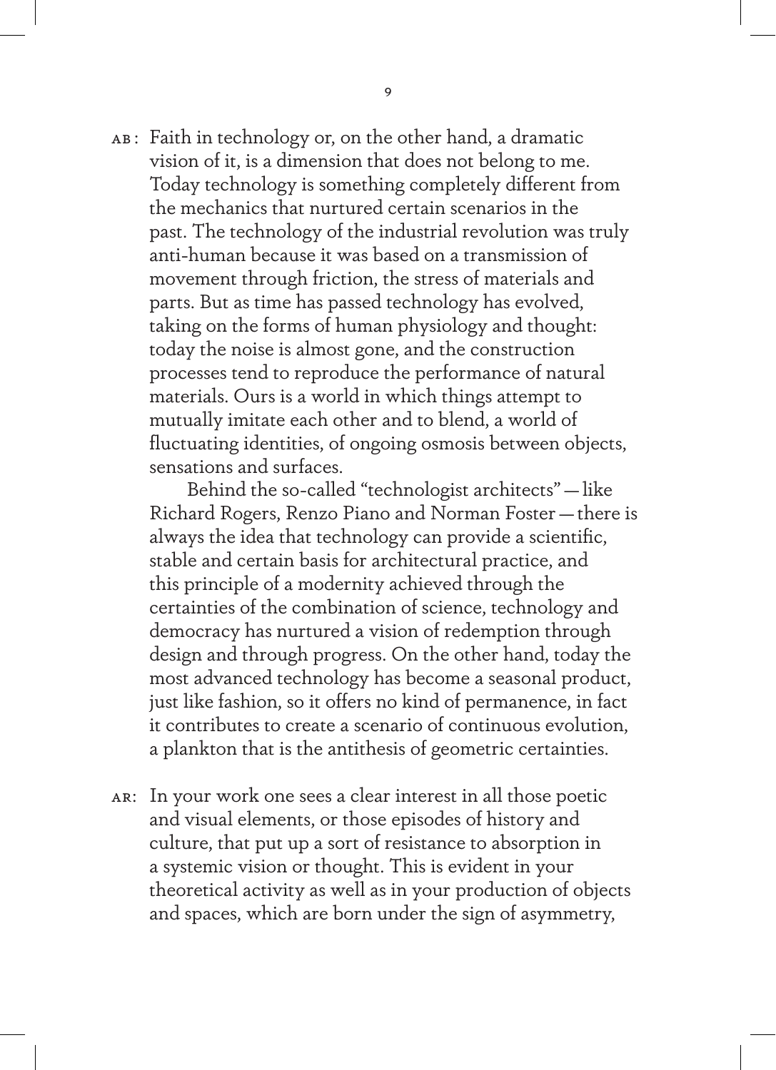AB: Faith in technology or, on the other hand, a dramatic vision of it, is a dimension that does not belong to me. Today technology is something completely different from the mechanics that nurtured certain scenarios in the past. The technology of the industrial revolution was truly anti-human because it was based on a transmission of movement through friction, the stress of materials and parts. But as time has passed technology has evolved, taking on the forms of human physiology and thought: today the noise is almost gone, and the construction processes tend to reproduce the performance of natural materials. Ours is a world in which things attempt to mutually imitate each other and to blend, a world of fluctuating identities, of ongoing osmosis between objects, sensations and surfaces.

Behind the so-called "technologist architects" — like Richard Rogers, Renzo Piano and Norman Foster — there is always the idea that technology can provide a scientific, stable and certain basis for architectural practice, and this principle of a modernity achieved through the certainties of the combination of science, technology and democracy has nurtured a vision of redemption through design and through progress. On the other hand, today the most advanced technology has become a seasonal product, just like fashion, so it offers no kind of permanence, in fact it contributes to create a scenario of continuous evolution, a plankton that is the antithesis of geometric certainties.

AR: In your work one sees a clear interest in all those poetic and visual elements, or those episodes of history and culture, that put up a sort of resistance to absorption in a systemic vision or thought. This is evident in your theoretical activity as well as in your production of objects and spaces, which are born under the sign of asymmetry,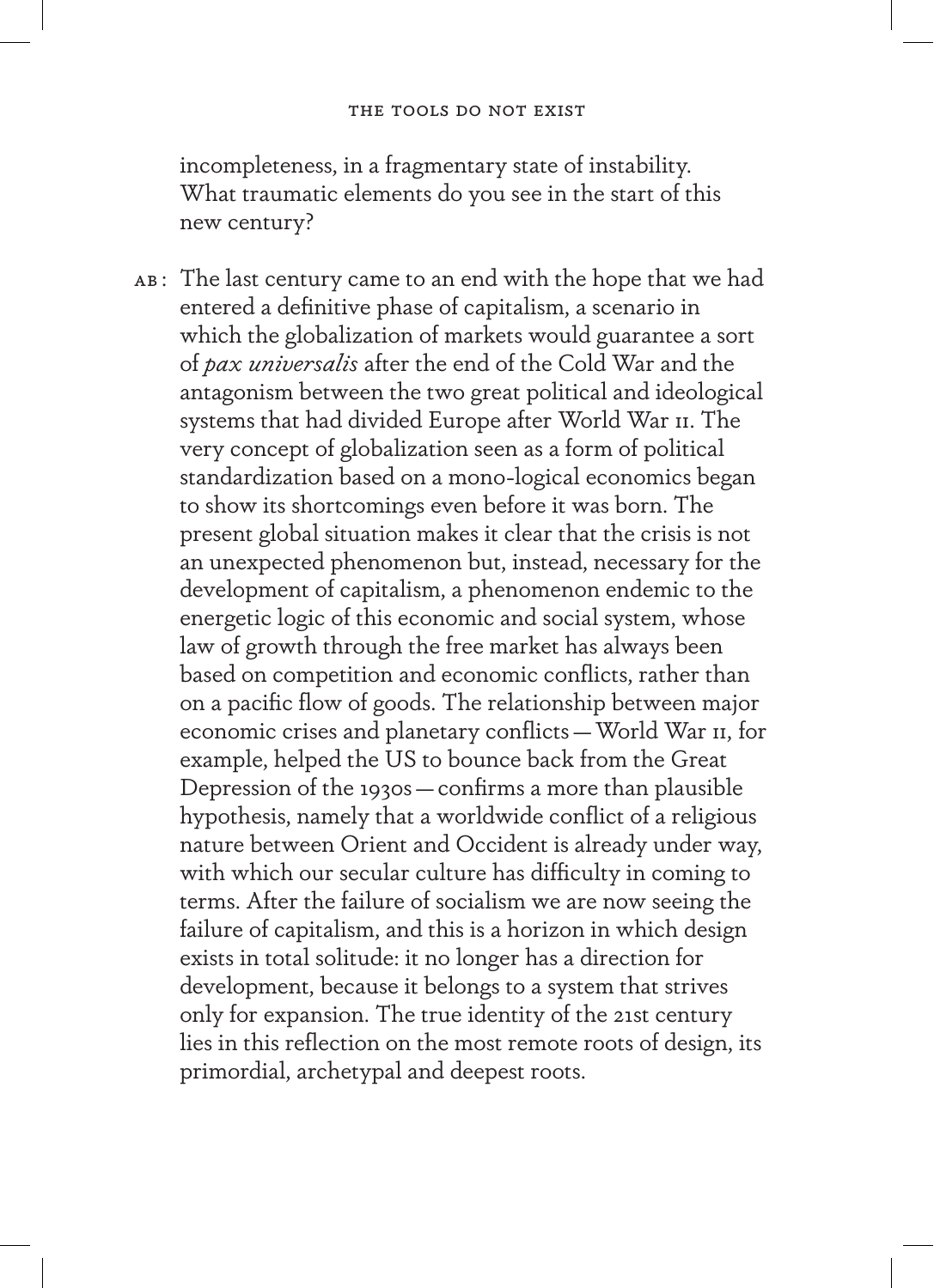incompleteness, in a fragmentary state of instability. What traumatic elements do you see in the start of this new century?

AB: The last century came to an end with the hope that we had entered a definitive phase of capitalism, a scenario in which the globalization of markets would guarantee a sort of *pax universalis* after the end of the Cold War and the antagonism between the two great political and ideological systems that had divided Europe after World War II. The very concept of globalization seen as a form of political standardization based on a mono-logical economics began to show its shortcomings even before it was born. The present global situation makes it clear that the crisis is not an unexpected phenomenon but, instead, necessary for the development of capitalism, a phenomenon endemic to the energetic logic of this economic and social system, whose law of growth through the free market has always been based on competition and economic conflicts, rather than on a pacific flow of goods. The relationship between major economic crises and planetary conflicts — World War II, for example, helped the US to bounce back from the Great Depression of the 1930s — confirms a more than plausible hypothesis, namely that a worldwide conflict of a religious nature between Orient and Occident is already under way, with which our secular culture has difficulty in coming to terms. After the failure of socialism we are now seeing the failure of capitalism, and this is a horizon in which design exists in total solitude: it no longer has a direction for development, because it belongs to a system that strives only for expansion. The true identity of the 21st century lies in this reflection on the most remote roots of design, its primordial, archetypal and deepest roots.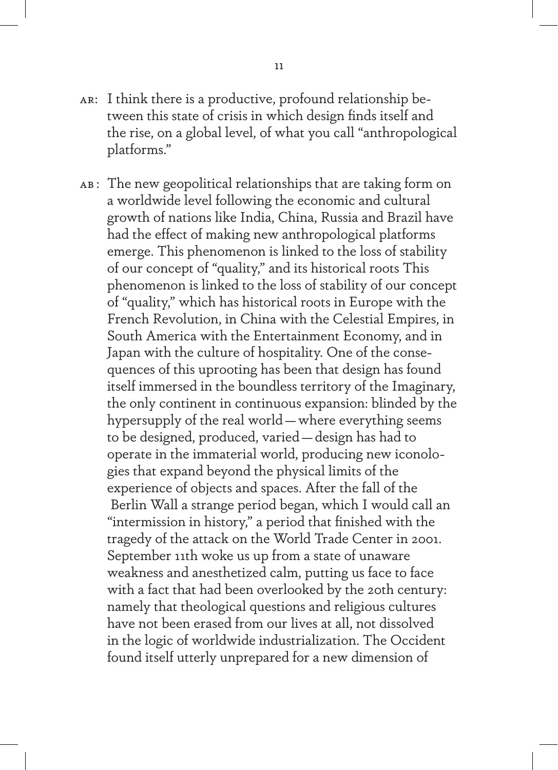AR: I think there is a productive, profound relationship between this state of crisis in which design finds itself and the rise, on a global level, of what you call "anthropological platforms."

AB: The new geopolitical relationships that are taking form on a worldwide level following the economic and cultural growth of nations like India, China, Russia and Brazil have had the effect of making new anthropological platforms emerge. This phenomenon is linked to the loss of stability of our concept of "quality," and its historical roots This phenomenon is linked to the loss of stability of our concept of "quality," which has historical roots in Europe with the French Revolution, in China with the Celestial Empires, in South America with the Entertainment Economy, and in Japan with the culture of hospitality. One of the consequences of this uprooting has been that design has found itself immersed in the boundless territory of the Imaginary, the only continent in continuous expansion: blinded by the hypersupply of the real world — where everything seems to be designed, produced, varied — design has had to operate in the immaterial world, producing new iconologies that expand beyond the physical limits of the experience of objects and spaces. After the fall of the Berlin Wall a strange period began, which I would call an "intermission in history," a period that finished with the tragedy of the attack on the World Trade Center in 2001. September 11th woke us up from a state of unaware weakness and anesthetized calm, putting us face to face with a fact that had been overlooked by the 20th century: namely that theological questions and religious cultures have not been erased from our lives at all, not dissolved in the logic of worldwide industrialization. The Occident found itself utterly unprepared for a new dimension of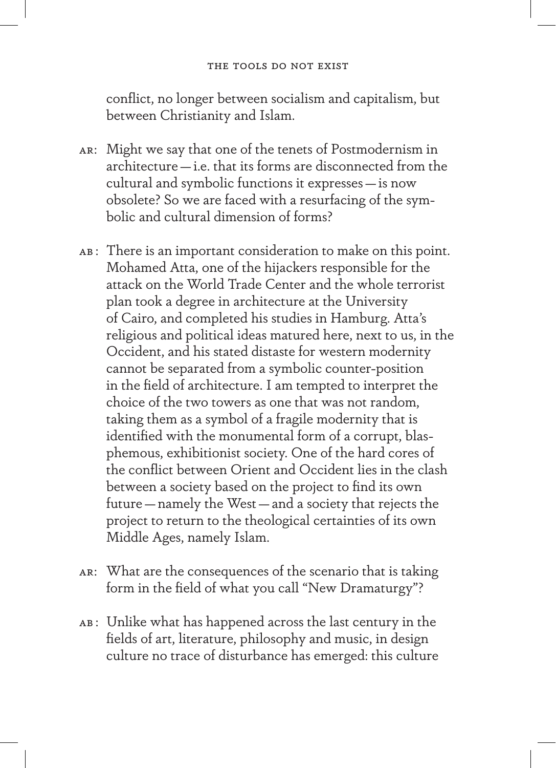conflict, no longer between socialism and capitalism, but between Christianity and Islam.

AR: Might we say that one of the tenets of Postmodernism in architecture — i.e. that its forms are disconnected from the cultural and symbolic functions it expresses — is now obsolete? So we are faced with a resurfacing of the symbolic and cultural dimension of forms?

AB: There is an important consideration to make on this point. Mohamed Atta, one of the hijackers responsible for the attack on the World Trade Center and the whole terrorist plan took a degree in architecture at the University of Cairo, and completed his studies in Hamburg. Atta's religious and political ideas matured here, next to us, in the Occident, and his stated distaste for western modernity cannot be separated from a symbolic counter-position in the field of architecture. I am tempted to interpret the choice of the two towers as one that was not random, taking them as a symbol of a fragile modernity that is identified with the monumental form of a corrupt, blasphemous, exhibitionist society. One of the hard cores of the conflict between Orient and Occident lies in the clash between a society based on the project to find its own future — namely the West — and a society that rejects the project to return to the theological certainties of its own Middle Ages, namely Islam.

AR: What are the consequences of the scenario that is taking form in the field of what you call "New Dramaturgy"?

AB: Unlike what has happened across the last century in the fields of art, literature, philosophy and music, in design culture no trace of disturbance has emerged: this culture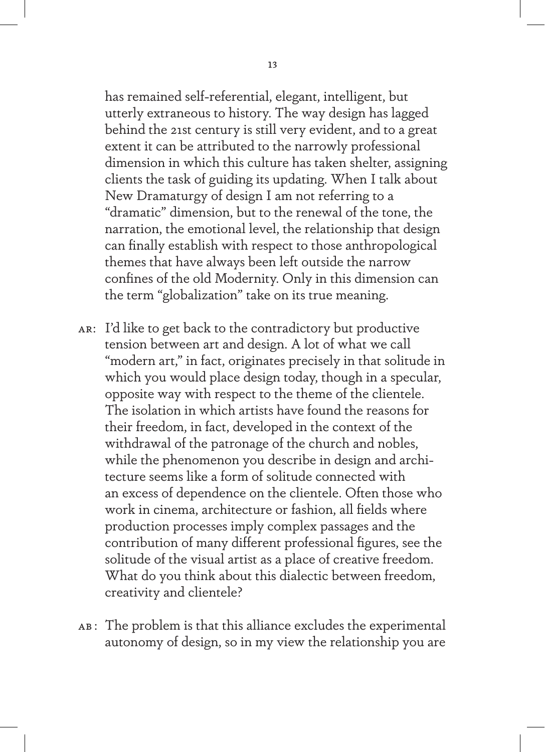has remained self-referential, elegant, intelligent, but utterly extraneous to history. The way design has lagged behind the 21st century is still very evident, and to a great extent it can be attributed to the narrowly professional dimension in which this culture has taken shelter, assigning clients the task of guiding its updating. When I talk about New Dramaturgy of design I am not referring to a "dramatic" dimension, but to the renewal of the tone, the narration, the emotional level, the relationship that design can finally establish with respect to those anthropological themes that have always been left outside the narrow confines of the old Modernity. Only in this dimension can the term "globalization" take on its true meaning.

AR: I'd like to get back to the contradictory but productive tension between art and design. A lot of what we call "modern art," in fact, originates precisely in that solitude in which you would place design today, though in a specular, opposite way with respect to the theme of the clientele. The isolation in which artists have found the reasons for their freedom, in fact, developed in the context of the withdrawal of the patronage of the church and nobles, while the phenomenon you describe in design and architecture seems like a form of solitude connected with an excess of dependence on the clientele. Often those who work in cinema, architecture or fashion, all fields where production processes imply complex passages and the contribution of many different professional figures, see the solitude of the visual artist as a place of creative freedom. What do you think about this dialectic between freedom, creativity and clientele?

AB: The problem is that this alliance excludes the experimental autonomy of design, so in my view the relationship you are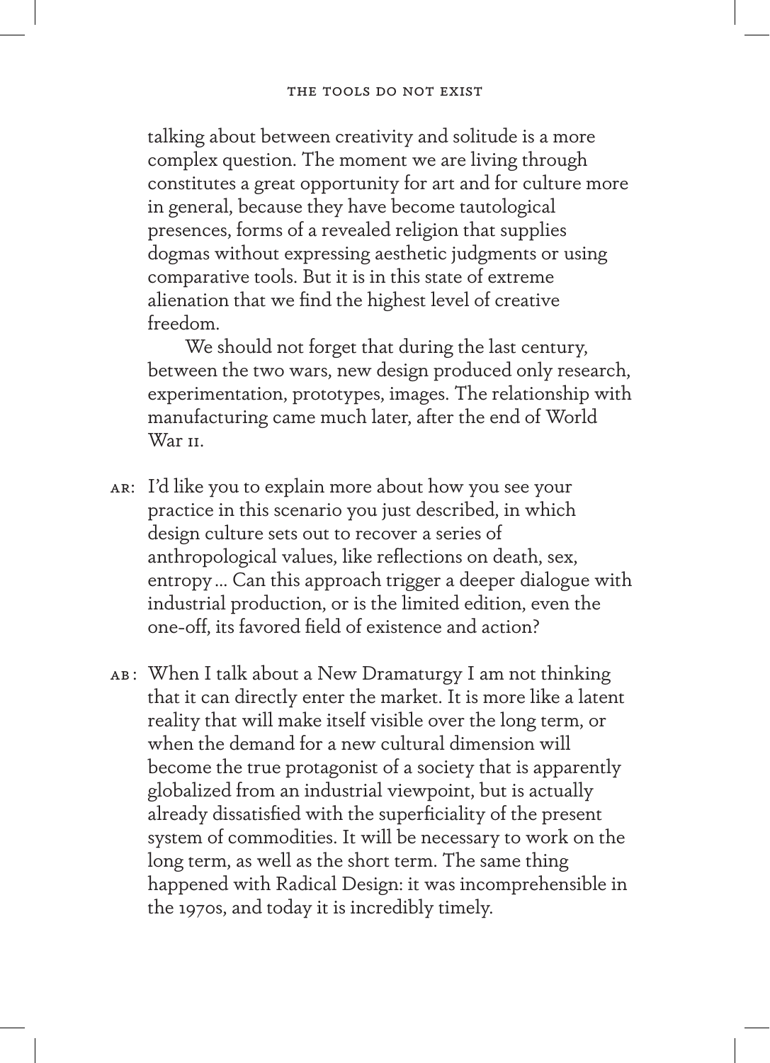talking about between creativity and solitude is a more complex question. The moment we are living through constitutes a great opportunity for art and for culture more in general, because they have become tautological presences, forms of a revealed religion that supplies dogmas without expressing aesthetic judgments or using comparative tools. But it is in this state of extreme alienation that we find the highest level of creative freedom.

We should not forget that during the last century, between the two wars, new design produced only research, experimentation, prototypes, images. The relationship with manufacturing came much later, after the end of World War II.

AR: I'd like you to explain more about how you see your practice in this scenario you just described, in which design culture sets out to recover a series of anthropological values, like reflections on death, sex, entropy… Can this approach trigger a deeper dialogue with industrial production, or is the limited edition, even the one-off, its favored field of existence and action?

AB: When I talk about a New Dramaturgy I am not thinking that it can directly enter the market. It is more like a latent reality that will make itself visible over the long term, or when the demand for a new cultural dimension will become the true protagonist of a society that is apparently globalized from an industrial viewpoint, but is actually already dissatisfied with the superficiality of the present system of commodities. It will be necessary to work on the long term, as well as the short term. The same thing happened with Radical Design: it was incomprehensible in the 1970s, and today it is incredibly timely.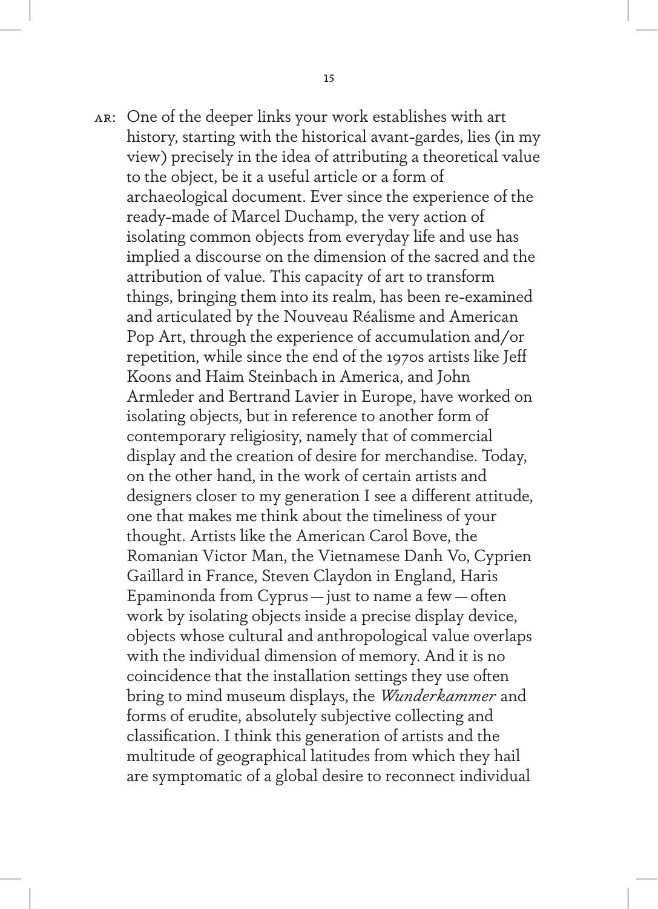AR: One of the deeper links your work establishes with art history, starting with the historical avant-gardes, lies (in my view) precisely in the idea of attributing a theoretical value to the object, be it a useful article or a form of archaeological document. Ever since the experience of the ready-made of Marcel Duchamp, the very action of isolating common objects from everyday life and use has implied a discourse on the dimension of the sacred and the attribution of value. This capacity of art to transform things, bringing them into its realm, has been re-examined and articulated by the Nouveau Réalisme and American Pop Art, through the experience of accumulation and/or repetition, while since the end of the 1970s artists like Jeff Koons and Haim Steinbach in America, and John Armleder and Bertrand Lavier in Europe, have worked on isolating objects, but in reference to another form of contemporary religiosity, namely that of commercial display and the creation of desire for merchandise. Today, on the other hand, in the work of certain artists and designers closer to my generation I see a different attitude, one that makes me think about the timeliness of your thought. Artists like the American Carol Bove, the Romanian Victor Man, the Vietnamese Danh Vo, Cyprien Gaillard in France, Steven Claydon in England, Haris Epaminonda from Cyprus — just to name a few — often work by isolating objects inside a precise display device, objects whose cultural and anthropological value overlaps with the individual dimension of memory. And it is no coincidence that the installation settings they use often bring to mind museum displays, the *Wunderkammer* and forms of erudite, absolutely subjective collecting and classification. I think this generation of artists and the multitude of geographical latitudes from which they hail are symptomatic of a global desire to reconnect individual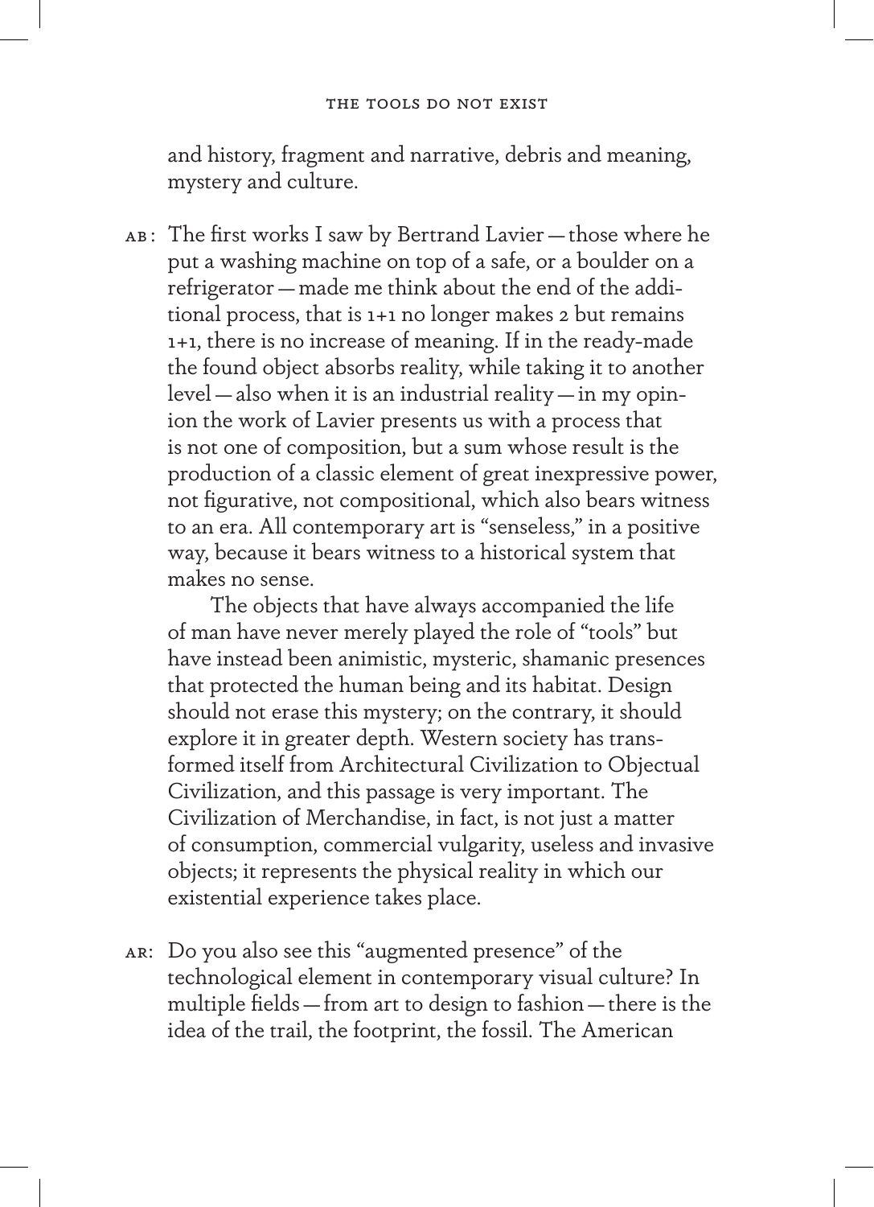and history, fragment and narrative, debris and meaning, mystery and culture.

AB: The first works I saw by Bertrand Lavier — those where he put a washing machine on top of a safe, or a boulder on a refrigerator — made me think about the end of the additional process, that is 1+1 no longer makes 2 but remains 1+1, there is no increase of meaning. If in the ready-made the found object absorbs reality, while taking it to another level — also when it is an industrial reality — in my opinion the work of Lavier presents us with a process that is not one of composition, but a sum whose result is the production of a classic element of great inexpressive power, not figurative, not compositional, which also bears witness to an era. All contemporary art is "senseless," in a positive way, because it bears witness to a historical system that makes no sense.

The objects that have always accompanied the life of man have never merely played the role of "tools" but have instead been animistic, mysteric, shamanic presences that protected the human being and its habitat. Design should not erase this mystery; on the contrary, it should explore it in greater depth. Western society has transformed itself from Architectural Civilization to Objectual Civilization, and this passage is very important. The Civilization of Merchandise, in fact, is not just a matter of consumption, commercial vulgarity, useless and invasive objects; it represents the physical reality in which our existential experience takes place.

AR: Do you also see this "augmented presence" of the technological element in contemporary visual culture? In multiple fields — from art to design to fashion — there is the idea of the trail, the footprint, the fossil. The American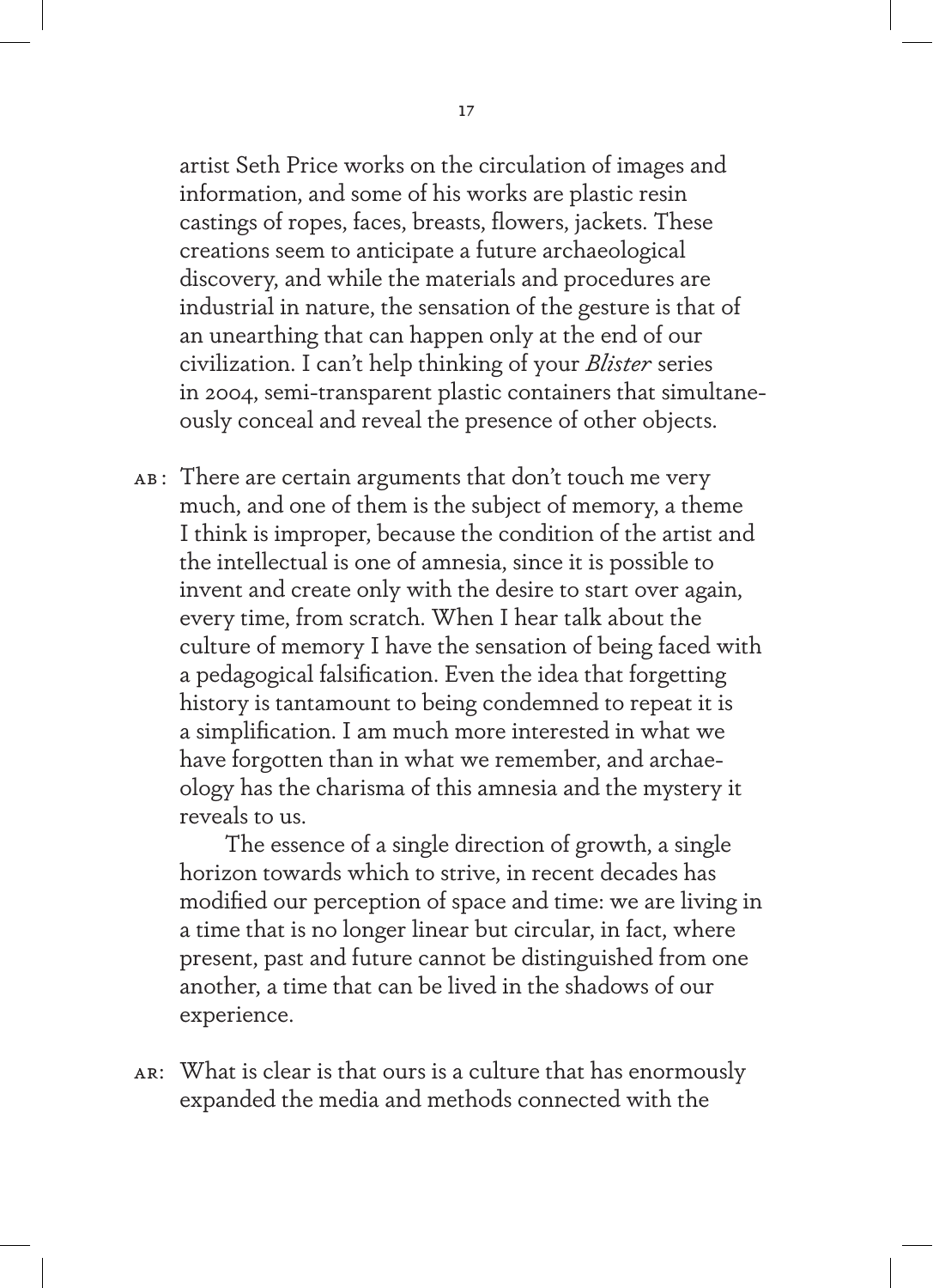artist Seth Price works on the circulation of images and information, and some of his works are plastic resin castings of ropes, faces, breasts, flowers, jackets. These creations seem to anticipate a future archaeological discovery, and while the materials and procedures are industrial in nature, the sensation of the gesture is that of an unearthing that can happen only at the end of our civilization. I can't help thinking of your *Blister* series in 2004, semi-transparent plastic containers that simultaneously conceal and reveal the presence of other objects.

AB: There are certain arguments that don't touch me very much, and one of them is the subject of memory, a theme I think is improper, because the condition of the artist and the intellectual is one of amnesia, since it is possible to invent and create only with the desire to start over again, every time, from scratch. When I hear talk about the culture of memory I have the sensation of being faced with a pedagogical falsification. Even the idea that forgetting history is tantamount to being condemned to repeat it is a simplification. I am much more interested in what we have forgotten than in what we remember, and archaeology has the charisma of this amnesia and the mystery it reveals to us.

The essence of a single direction of growth, a single horizon towards which to strive, in recent decades has modified our perception of space and time: we are living in a time that is no longer linear but circular, in fact, where present, past and future cannot be distinguished from one another, a time that can be lived in the shadows of our experience.

AR: What is clear is that ours is a culture that has enormously expanded the media and methods connected with the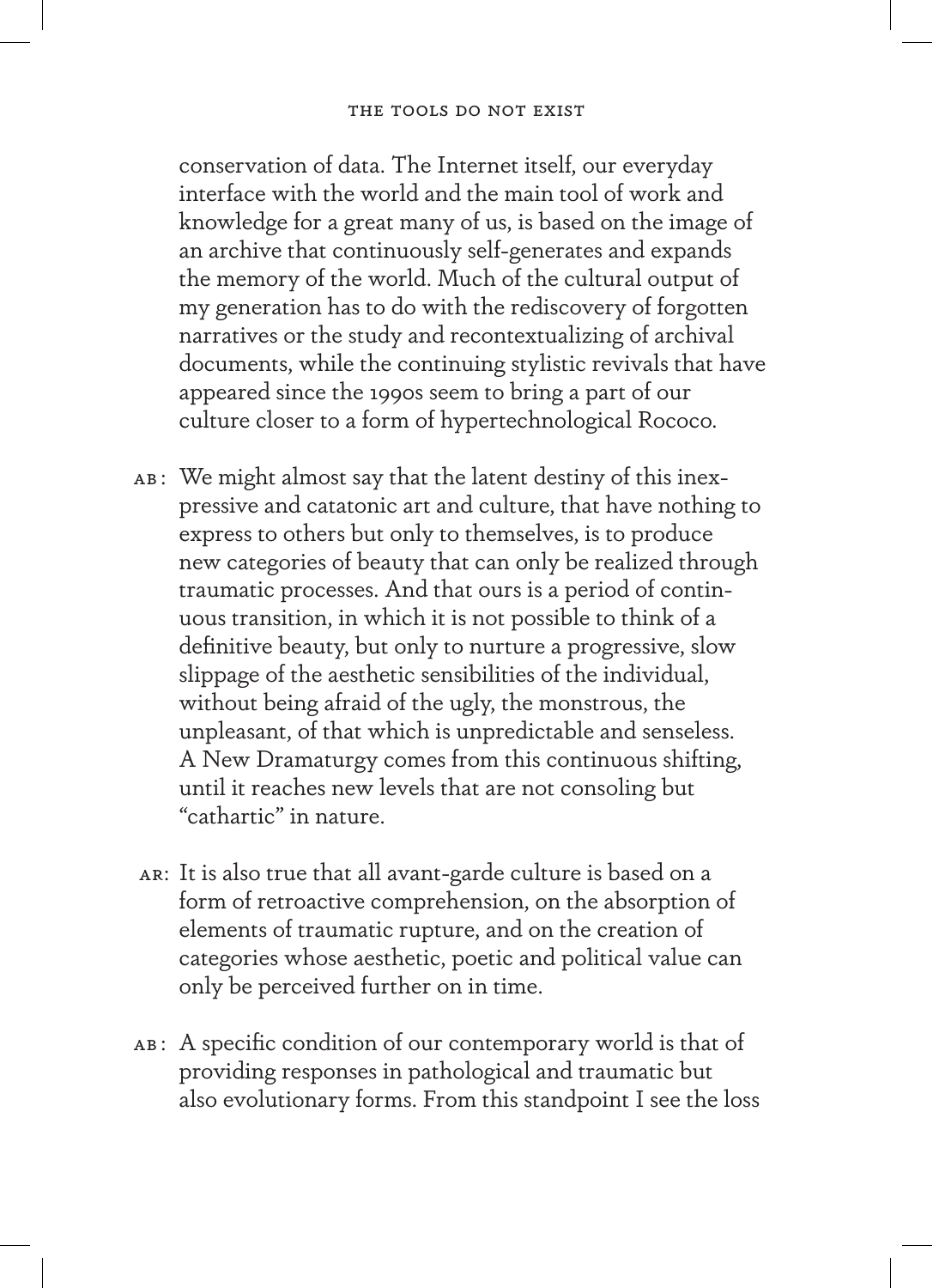conservation of data. The Internet itself, our everyday interface with the world and the main tool of work and knowledge for a great many of us, is based on the image of an archive that continuously self-generates and expands the memory of the world. Much of the cultural output of my generation has to do with the rediscovery of forgotten narratives or the study and recontextualizing of archival documents, while the continuing stylistic revivals that have appeared since the 1990s seem to bring a part of our culture closer to a form of hypertechnological Rococo.

AB: We might almost say that the latent destiny of this inexpressive and catatonic art and culture, that have nothing to express to others but only to themselves, is to produce new categories of beauty that can only be realized through traumatic processes. And that ours is a period of continuous transition, in which it is not possible to think of a definitive beauty, but only to nurture a progressive, slow slippage of the aesthetic sensibilities of the individual, without being afraid of the ugly, the monstrous, the unpleasant, of that which is unpredictable and senseless. A New Dramaturgy comes from this continuous shifting, until it reaches new levels that are not consoling but "cathartic" in nature.

AR: It is also true that all avant-garde culture is based on a form of retroactive comprehension, on the absorption of elements of traumatic rupture, and on the creation of categories whose aesthetic, poetic and political value can only be perceived further on in time.

AB: A specific condition of our contemporary world is that of providing responses in pathological and traumatic but also evolutionary forms. From this standpoint I see the loss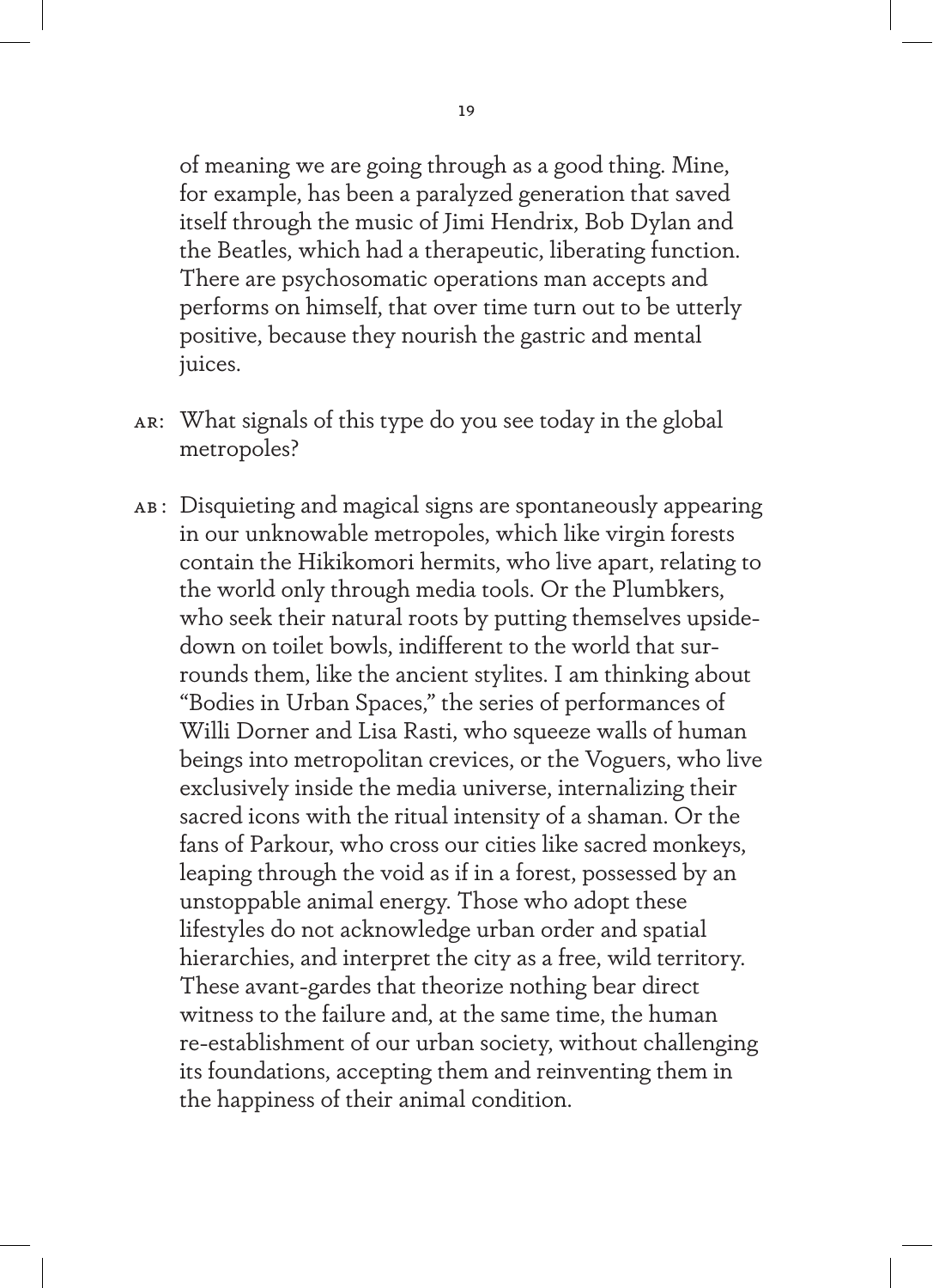of meaning we are going through as a good thing. Mine, for example, has been a paralyzed generation that saved itself through the music of Jimi Hendrix, Bob Dylan and the Beatles, which had a therapeutic, liberating function. There are psychosomatic operations man accepts and performs on himself, that over time turn out to be utterly positive, because they nourish the gastric and mental juices.

AR: What signals of this type do you see today in the global metropoles?

AB: Disquieting and magical signs are spontaneously appearing in our unknowable metropoles, which like virgin forests contain the Hikikomori hermits, who live apart, relating to the world only through media tools. Or the Plumbkers, who seek their natural roots by putting themselves upside-down on toilet bowls, indifferent to the world that surrounds them, like the ancient stylites. I am thinking about "Bodies in Urban Spaces," the series of performances of Willi Dorner and Lisa Rasti, who squeeze walls of human beings into metropolitan crevices, or the Voguers, who live exclusively inside the media universe, internalizing their sacred icons with the ritual intensity of a shaman. Or the fans of Parkour, who cross our cities like sacred monkeys, leaping through the void as if in a forest, possessed by an unstoppable animal energy. Those who adopt these lifestyles do not acknowledge urban order and spatial hierarchies, and interpret the city as a free, wild territory. These avant-gardes that theorize nothing bear direct witness to the failure and, at the same time, the human re-establishment of our urban society, without challenging its foundations, accepting them and reinventing them in the happiness of their animal condition.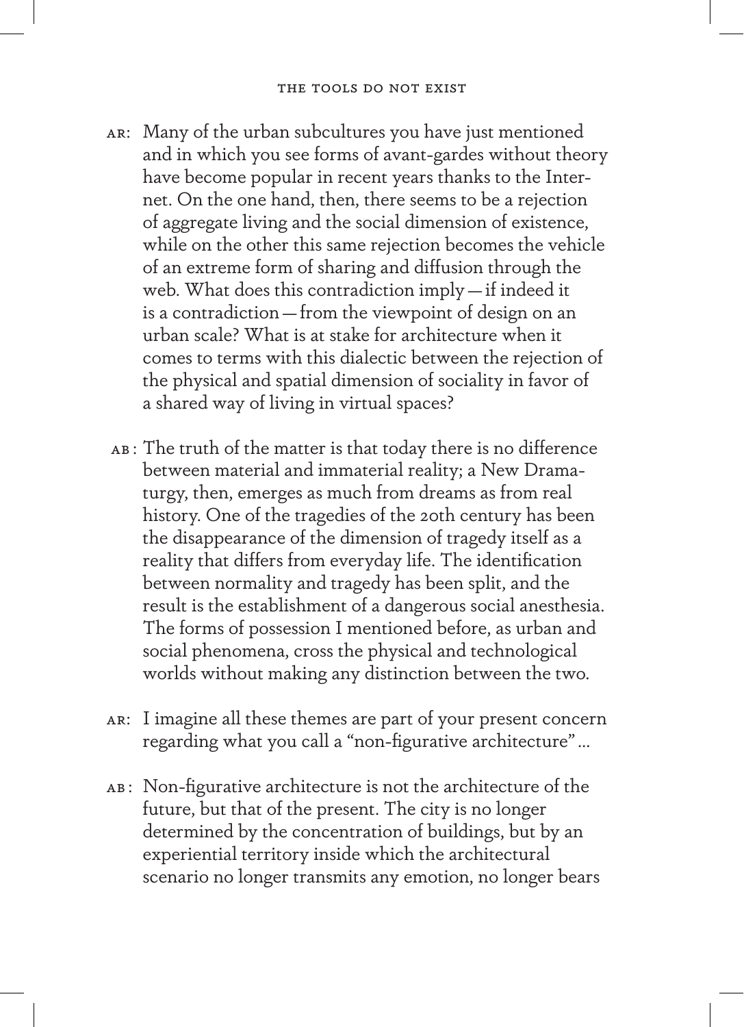AR: Many of the urban subcultures you have just mentioned and in which you see forms of avant-gardes without theory have become popular in recent years thanks to the Internet. On the one hand, then, there seems to be a rejection of aggregate living and the social dimension of existence, while on the other this same rejection becomes the vehicle of an extreme form of sharing and diffusion through the web. What does this contradiction imply — if indeed it is a contradiction — from the viewpoint of design on an urban scale? What is at stake for architecture when it comes to terms with this dialectic between the rejection of the physical and spatial dimension of sociality in favor of a shared way of living in virtual spaces?

AB: The truth of the matter is that today there is no difference between material and immaterial reality; a New Dramaturgy, then, emerges as much from dreams as from real history. One of the tragedies of the 20th century has been the disappearance of the dimension of tragedy itself as a reality that differs from everyday life. The identification between normality and tragedy has been split, and the result is the establishment of a dangerous social anesthesia. The forms of possession I mentioned before, as urban and social phenomena, cross the physical and technological worlds without making any distinction between the two.

AR: I imagine all these themes are part of your present concern regarding what you call a "non-figurative architecture"...

AB: Non-figurative architecture is not the architecture of the future, but that of the present. The city is no longer determined by the concentration of buildings, but by an experiential territory inside which the architectural scenario no longer transmits any emotion, no longer bears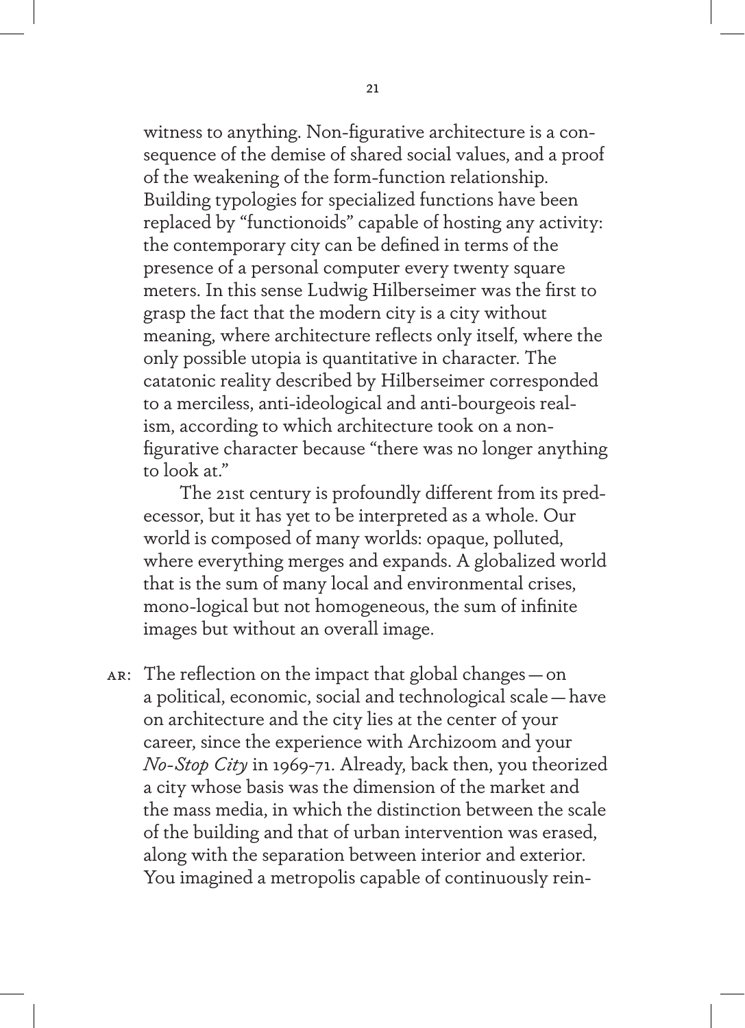witness to anything. Non-figurative architecture is a consequence of the demise of shared social values, and a proof of the weakening of the form-function relationship. Building typologies for specialized functions have been replaced by "functionoids" capable of hosting any activity: the contemporary city can be defined in terms of the presence of a personal computer every twenty square meters. In this sense Ludwig Hilberseimer was the first to grasp the fact that the modern city is a city without meaning, where architecture reflects only itself, where the only possible utopia is quantitative in character. The catatonic reality described by Hilberseimer corresponded to a merciless, anti-ideological and anti-bourgeois realism, according to which architecture took on a non-figurative character because "there was no longer anything to look at."

The 21st century is profoundly different from its predecessor, but it has yet to be interpreted as a whole. Our world is composed of many worlds: opaque, polluted, where everything merges and expands. A globalized world that is the sum of many local and environmental crises, mono-logical but not homogeneous, the sum of infinite images but without an overall image.

AR: The reflection on the impact that global changes — on a political, economic, social and technological scale — have on architecture and the city lies at the center of your career, since the experience with Archizoom and your *No-Stop City* in 1969-71. Already, back then, you theorized a city whose basis was the dimension of the market and the mass media, in which the distinction between the scale of the building and that of urban intervention was erased, along with the separation between interior and exterior. You imagined a metropolis capable of continuously rein-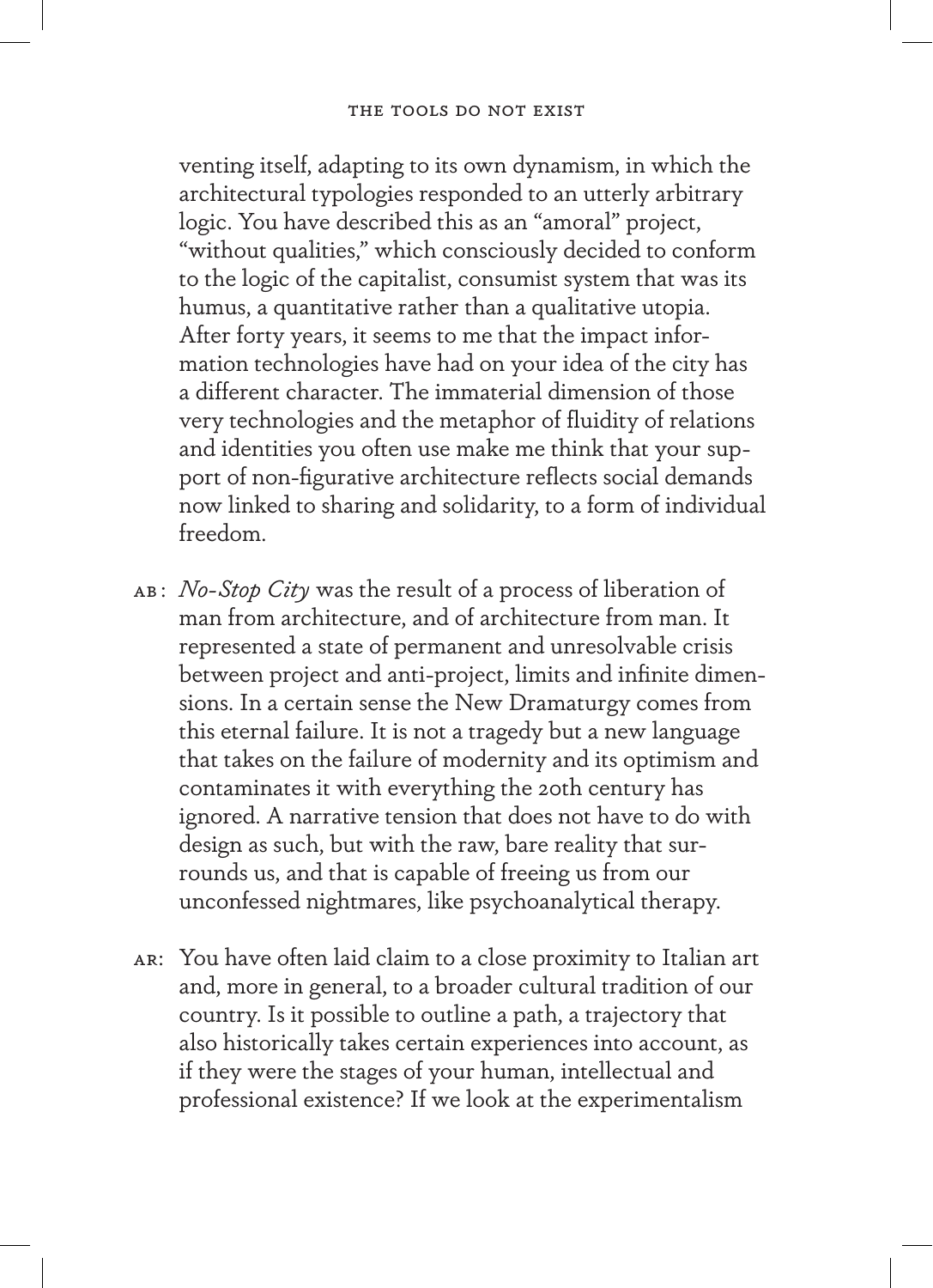venting itself, adapting to its own dynamism, in which the architectural typologies responded to an utterly arbitrary logic. You have described this as an "amoral" project, "without qualities," which consciously decided to conform to the logic of the capitalist, consumist system that was its humus, a quantitative rather than a qualitative utopia. After forty years, it seems to me that the impact information technologies have had on your idea of the city has a different character. The immaterial dimension of those very technologies and the metaphor of fluidity of relations and identities you often use make me think that your support of non-figurative architecture reflects social demands now linked to sharing and solidarity, to a form of individual freedom.

AB: *No-Stop City* was the result of a process of liberation of man from architecture, and of architecture from man. It represented a state of permanent and unresolvable crisis between project and anti-project, limits and infinite dimensions. In a certain sense the New Dramaturgy comes from this eternal failure. It is not a tragedy but a new language that takes on the failure of modernity and its optimism and contaminates it with everything the 20th century has ignored. A narrative tension that does not have to do with design as such, but with the raw, bare reality that surrounds us, and that is capable of freeing us from our unconfessed nightmares, like psychoanalytical therapy.

AR: You have often laid claim to a close proximity to Italian art and, more in general, to a broader cultural tradition of our country. Is it possible to outline a path, a trajectory that also historically takes certain experiences into account, as if they were the stages of your human, intellectual and professional existence? If we look at the experimentalism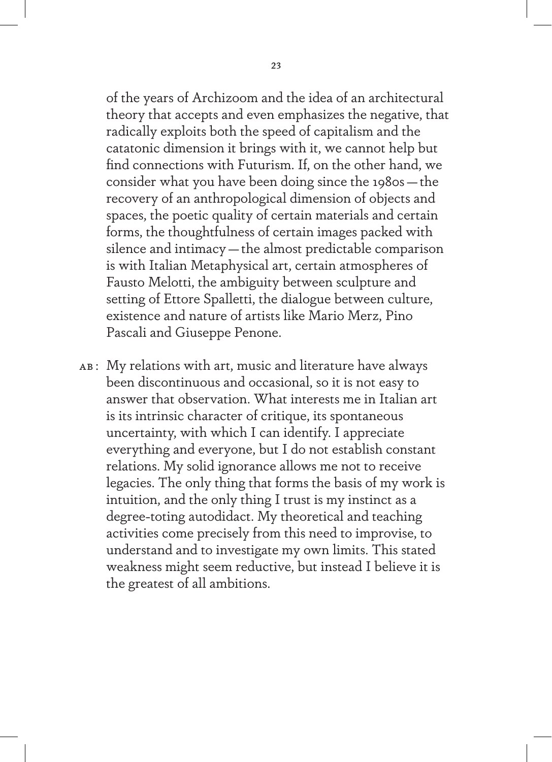of the years of Archizoom and the idea of an architectural theory that accepts and even emphasizes the negative, that radically exploits both the speed of capitalism and the catatonic dimension it brings with it, we cannot help but find connections with Futurism. If, on the other hand, we consider what you have been doing since the 1980s — the recovery of an anthropological dimension of objects and spaces, the poetic quality of certain materials and certain forms, the thoughtfulness of certain images packed with silence and intimacy — the almost predictable comparison is with Italian Metaphysical art, certain atmospheres of Fausto Melotti, the ambiguity between sculpture and setting of Ettore Spalletti, the dialogue between culture, existence and nature of artists like Mario Merz, Pino Pascali and Giuseppe Penone.

AB: My relations with art, music and literature have always been discontinuous and occasional, so it is not easy to answer that observation. What interests me in Italian art is its intrinsic character of critique, its spontaneous uncertainty, with which I can identify. I appreciate everything and everyone, but I do not establish constant relations. My solid ignorance allows me not to receive legacies. The only thing that forms the basis of my work is intuition, and the only thing I trust is my instinct as a degree-toting autodidact. My theoretical and teaching activities come precisely from this need to improvise, to understand and to investigate my own limits. This stated weakness might seem reductive, but instead I believe it is the greatest of all ambitions.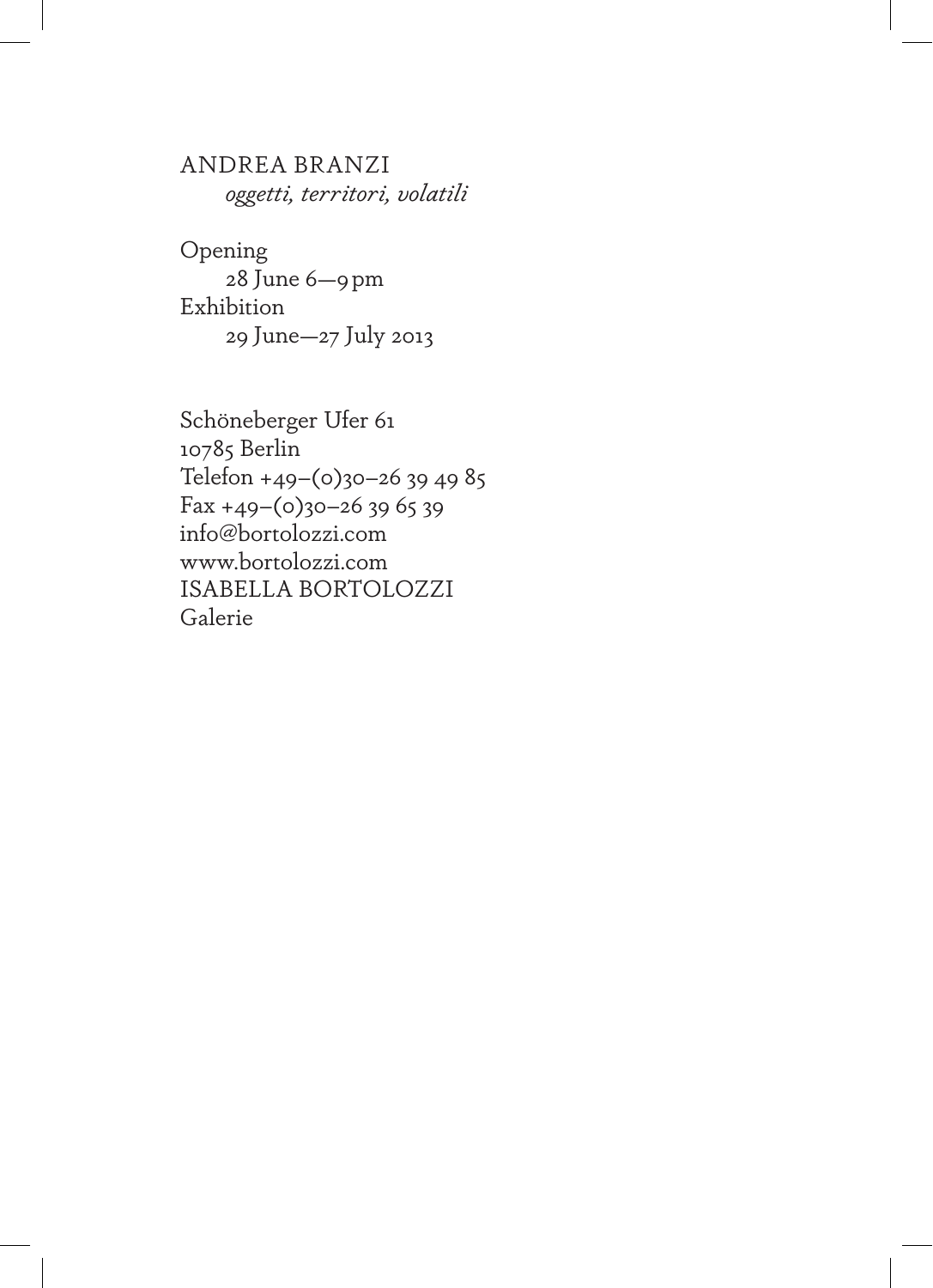ANDREA BRANZI
*oggetti, territori, volatili*

Opening
28 June 6—9 pm
Exhibition
29 June—27 July 2013

Schöneberger Ufer 61
10785 Berlin
Telefon +49–(0)30–26 39 49 85
Fax +49–(0)30–26 39 65 39
info@bortolozzi.com
www.bortolozzi.com
ISABELLA BORTOLOZZI
Galerie